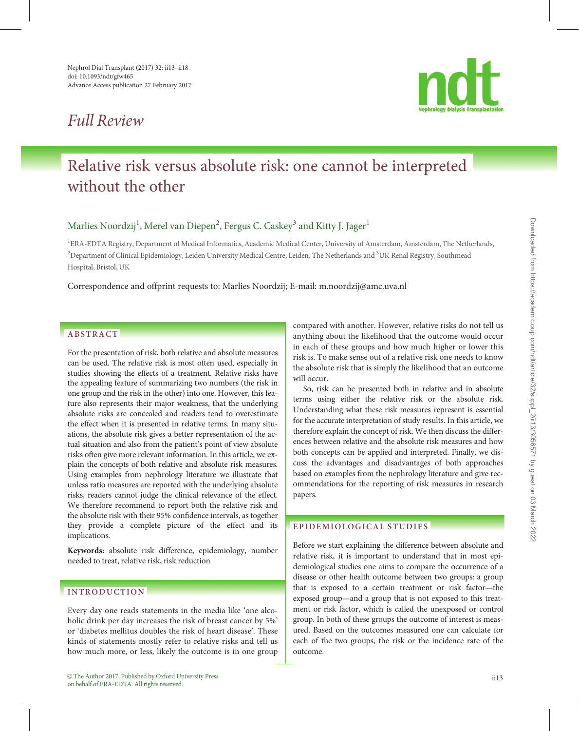*Full Review*

# Relative risk versus absolute risk: one cannot be interpreted without the other

Marlies Noordzij[1], Merel van Diepen[2], Fergus C. Caskey[3] and Kitty J. Jager[1]

[1]ERA-EDTA Registry, Department of Medical Informatics, Academic Medical Center, University of Amsterdam, Amsterdam, The Netherlands, [2]Department of Clinical Epidemiology, Leiden University Medical Centre, Leiden, The Netherlands and [3]UK Renal Registry, Southmead Hospital, Bristol, UK

Correspondence and offprint requests to: Marlies Noordzij; E-mail: m.noordzij@amc.uva.nl

## ABSTRACT

For the presentation of risk, both relative and absolute measures can be used. The relative risk is most often used, especially in studies showing the effects of a treatment. Relative risks have the appealing feature of summarizing two numbers (the risk in one group and the risk in the other) into one. However, this feature also represents their major weakness, that the underlying absolute risks are concealed and readers tend to overestimate the effect when it is presented in relative terms. In many situations, the absolute risk gives a better representation of the actual situation and also from the patient's point of view absolute risks often give more relevant information. In this article, we explain the concepts of both relative and absolute risk measures. Using examples from nephrology literature we illustrate that unless ratio measures are reported with the underlying absolute risks, readers cannot judge the clinical relevance of the effect. We therefore recommend to report both the relative risk and the absolute risk with their 95% confidence intervals, as together they provide a complete picture of the effect and its implications.

**Keywords:** absolute risk difference, epidemiology, number needed to treat, relative risk, risk reduction

## INTRODUCTION

Every day one reads statements in the media like 'one alcoholic drink per day increases the risk of breast cancer by 5%' or 'diabetes mellitus doubles the risk of heart disease'. These kinds of statements mostly refer to relative risks and tell us how much more, or less, likely the outcome is in one group compared with another. However, relative risks do not tell us anything about the likelihood that the outcome would occur in each of these groups and how much higher or lower this risk is. To make sense out of a relative risk one needs to know the absolute risk that is simply the likelihood that an outcome will occur.

So, risk can be presented both in relative and in absolute terms using either the relative risk or the absolute risk. Understanding what these risk measures represent is essential for the accurate interpretation of study results. In this article, we therefore explain the concept of risk. We then discuss the differences between relative and the absolute risk measures and how both concepts can be applied and interpreted. Finally, we discuss the advantages and disadvantages of both approaches based on examples from the nephrology literature and give recommendations for the reporting of risk measures in research papers.

## EPIDEMIOLOGICAL STUDIES

Before we start explaining the difference between absolute and relative risk, it is important to understand that in most epidemiological studies one aims to compare the occurrence of a disease or other health outcome between two groups: a group that is exposed to a certain treatment or risk factor—the exposed group—and a group that is not exposed to this treatment or risk factor, which is called the unexposed or control group. In both of these groups the outcome of interest is measured. Based on the outcomes measured one can calculate for each of the two groups, the risk or the incidence rate of the outcome.

© The Author 2017. Published by Oxford University Press on behalf of ERA-EDTA. All rights reserved.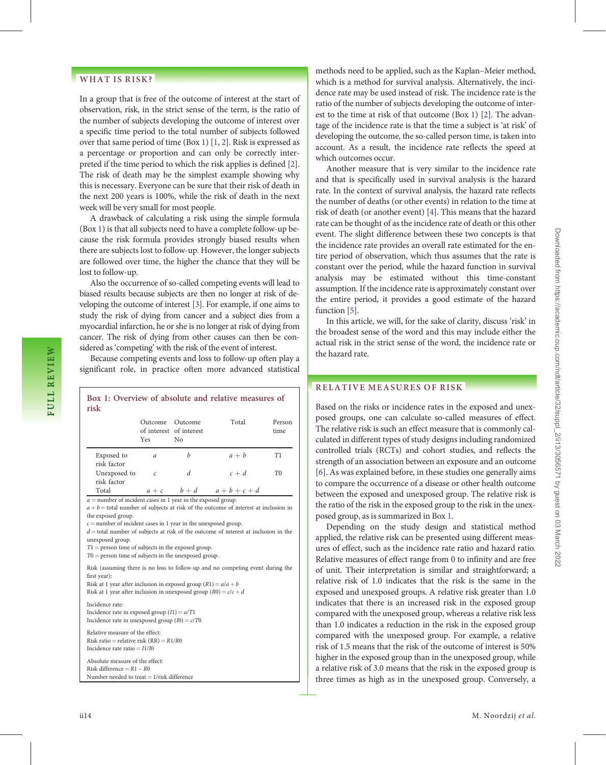## WHAT IS RISK?

In a group that is free of the outcome of interest at the start of observation, risk, in the strict sense of the term, is the ratio of the number of subjects developing the outcome of interest over a specific time period to the total number of subjects followed over that same period of time (Box 1) [1, 2]. Risk is expressed as a percentage or proportion and can only be correctly interpreted if the time period to which the risk applies is defined [2]. The risk of death may be the simplest example showing why this is necessary. Everyone can be sure that their risk of death in the next 200 years is 100%, while the risk of death in the next week will be very small for most people.

A drawback of calculating a risk using the simple formula (Box 1) is that all subjects need to have a complete follow-up because the risk formula provides strongly biased results when there are subjects lost to follow-up. However, the longer subjects are followed over time, the higher the chance that they will be lost to follow-up.

Also the occurrence of so-called competing events will lead to biased results because subjects are then no longer at risk of developing the outcome of interest [3]. For example, if one aims to study the risk of dying from cancer and a subject dies from a myocardial infarction, he or she is no longer at risk of dying from cancer. The risk of dying from other causes can then be considered as 'competing' with the risk of the event of interest.

Because competing events and loss to follow-up often play a significant role, in practice often more advanced statistical methods need to be applied, such as the Kaplan–Meier method, which is a method for survival analysis. Alternatively, the incidence rate may be used instead of risk. The incidence rate is the ratio of the number of subjects developing the outcome of interest to the time at risk of that outcome (Box 1) [2]. The advantage of the incidence rate is that the time a subject is 'at risk' of developing the outcome, the so-called person time, is taken into account. As a result, the incidence rate reflects the speed at which outcomes occur.

Another measure that is very similar to the incidence rate and that is specifically used in survival analysis is the hazard rate. In the context of survival analysis, the hazard rate reflects the number of deaths (or other events) in relation to the time at risk of death (or another event) [4]. This means that the hazard rate can be thought of as the incidence rate of death or this other event. The slight difference between these two concepts is that the incidence rate provides an overall rate estimated for the entire period of observation, which thus assumes that the rate is constant over the period, while the hazard function in survival analysis may be estimated without this time-constant assumption. If the incidence rate is approximately constant over the entire period, it provides a good estimate of the hazard function [5].

In this article, we will, for the sake of clarity, discuss 'risk' in the broadest sense of the word and this may include either the actual risk in the strict sense of the word, the incidence rate or the hazard rate.

**Box 1: Overview of absolute and relative measures of risk**

| | Outcome of interest Yes | Outcome of interest No | Total | Person time |
|---|---|---|---|---|
| Exposed to risk factor | $a$ | $b$ | $a + b$ | $T1$ |
| Unexposed to risk factor | $c$ | $d$ | $c + d$ | $T0$ |
| Total | $a + c$ | $b + d$ | $a + b + c + d$ | |

$a$ = number of incident cases in 1 year in the exposed group.
$a + b$ = total number of subjects at risk of the outcome of interest at inclusion in the exposed group.
$c$ = number of incident cases in 1 year in the unexposed group.
$d$ = total number of subjects at risk of the outcome of interest at inclusion in the unexposed group.
$T1$ = person time of subjects in the exposed group.
$T0$ = person time of subjects in the unexposed group.

Risk (assuming there is no loss to follow-up and no competing event during the first year):
Risk at 1 year after inclusion in exposed group ($R1$) = $a/a + b$
Risk at 1 year after inclusion in unexposed group ($R0$) = $c/c + d$

Incidence rate:
Incidence rate in exposed group ($I1$) = $a/T1$
Incidence rate in unexposed group ($I0$) = $c/T0$

Relative measure of the effect:
Risk ratio = relative risk (RR) = $R1/R0$
Incidence rate ratio = $I1/I0$

Absolute measure of the effect:
Risk difference = $R1 - R0$
Number needed to treat = 1/risk difference

## RELATIVE MEASURES OF RISK

Based on the risks or incidence rates in the exposed and unexposed groups, one can calculate so-called measures of effect. The relative risk is such an effect measure that is commonly calculated in different types of study designs including randomized controlled trials (RCTs) and cohort studies, and reflects the strength of an association between an exposure and an outcome [6]. As was explained before, in these studies one generally aims to compare the occurrence of a disease or other health outcome between the exposed and unexposed group. The relative risk is the ratio of the risk in the exposed group to the risk in the unexposed group, as is summarized in Box 1.

Depending on the study design and statistical method applied, the relative risk can be presented using different measures of effect, such as the incidence rate ratio and hazard ratio. Relative measures of effect range from 0 to infinity and are free of unit. Their interpretation is similar and straightforward; a relative risk of 1.0 indicates that the risk is the same in the exposed and unexposed groups. A relative risk greater than 1.0 indicates that there is an increased risk in the exposed group compared with the unexposed group, whereas a relative risk less than 1.0 indicates a reduction in the risk in the exposed group compared with the unexposed group. For example, a relative risk of 1.5 means that the risk of the outcome of interest is 50% higher in the exposed group than in the unexposed group, while a relative risk of 3.0 means that the risk in the exposed group is three times as high as in the unexposed group. Conversely, a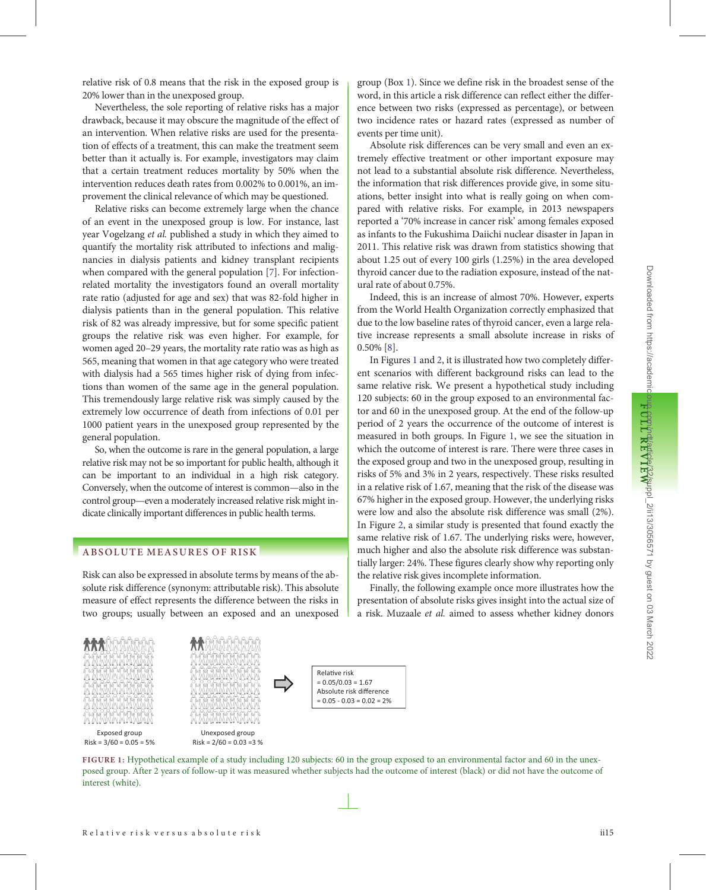relative risk of 0.8 means that the risk in the exposed group is 20% lower than in the unexposed group.

Nevertheless, the sole reporting of relative risks has a major drawback, because it may obscure the magnitude of the effect of an intervention. When relative risks are used for the presentation of effects of a treatment, this can make the treatment seem better than it actually is. For example, investigators may claim that a certain treatment reduces mortality by 50% when the intervention reduces death rates from 0.002% to 0.001%, an improvement the clinical relevance of which may be questioned.

Relative risks can become extremely large when the chance of an event in the unexposed group is low. For instance, last year Vogelzang *et al.* published a study in which they aimed to quantify the mortality risk attributed to infections and malignancies in dialysis patients and kidney transplant recipients when compared with the general population [7]. For infection-related mortality the investigators found an overall mortality rate ratio (adjusted for age and sex) that was 82-fold higher in dialysis patients than in the general population. This relative risk of 82 was already impressive, but for some specific patient groups the relative risk was even higher. For example, for women aged 20–29 years, the mortality rate ratio was as high as 565, meaning that women in that age category who were treated with dialysis had a 565 times higher risk of dying from infections than women of the same age in the general population. This tremendously large relative risk was simply caused by the extremely low occurrence of death from infections of 0.01 per 1000 patient years in the unexposed group represented by the general population.

So, when the outcome is rare in the general population, a large relative risk may not be so important for public health, although it can be important to an individual in a high risk category. Conversely, when the outcome of interest is common—also in the control group—even a moderately increased relative risk might indicate clinically important differences in public health terms.

## ABSOLUTE MEASURES OF RISK

Risk can also be expressed in absolute terms by means of the absolute risk difference (synonym: attributable risk). This absolute measure of effect represents the difference between the risks in two groups; usually between an exposed and an unexposed group (Box 1). Since we define risk in the broadest sense of the word, in this article a risk difference can reflect either the difference between two risks (expressed as percentage), or between two incidence rates or hazard rates (expressed as number of events per time unit).

Absolute risk differences can be very small and even an extremely effective treatment or other important exposure may not lead to a substantial absolute risk difference. Nevertheless, the information that risk differences provide give, in some situations, better insight into what is really going on when compared with relative risks. For example, in 2013 newspapers reported a '70% increase in cancer risk' among females exposed as infants to the Fukushima Daiichi nuclear disaster in Japan in 2011. This relative risk was drawn from statistics showing that about 1.25 out of every 100 girls (1.25%) in the area developed thyroid cancer due to the radiation exposure, instead of the natural rate of about 0.75%.

Indeed, this is an increase of almost 70%. However, experts from the World Health Organization correctly emphasized that due to the low baseline rates of thyroid cancer, even a large relative increase represents a small absolute increase in risks of 0.50% [8].

In Figures 1 and 2, it is illustrated how two completely different scenarios with different background risks can lead to the same relative risk. We present a hypothetical study including 120 subjects: 60 in the group exposed to an environmental factor and 60 in the unexposed group. At the end of the follow-up period of 2 years the occurrence of the outcome of interest is measured in both groups. In Figure 1, we see the situation in which the outcome of interest is rare. There were three cases in the exposed group and two in the unexposed group, resulting in risks of 5% and 3% in 2 years, respectively. These risks resulted in a relative risk of 1.67, meaning that the risk of the disease was 67% higher in the exposed group. However, the underlying risks were low and also the absolute risk difference was small (2%). In Figure 2, a similar study is presented that found exactly the same relative risk of 1.67. The underlying risks were, however, much higher and also the absolute risk difference was substantially larger: 24%. These figures clearly show why reporting only the relative risk gives incomplete information.

Finally, the following example once more illustrates how the presentation of absolute risks gives insight into the actual size of a risk. Muzaale *et al.* aimed to assess whether kidney donors

Exposed group
Risk = 3/60 = 0.05 = 5%

Unexposed group
Risk = 2/60 = 0.03 = 3 %

Relative risk
= 0.05/0.03 = 1.67
Absolute risk difference
= 0.05 - 0.03 = 0.02 = 2%

**FIGURE 1:** Hypothetical example of a study including 120 subjects: 60 in the group exposed to an environmental factor and 60 in the unexposed group. After 2 years of follow-up it was measured whether subjects had the outcome of interest (black) or did not have the outcome of interest (white).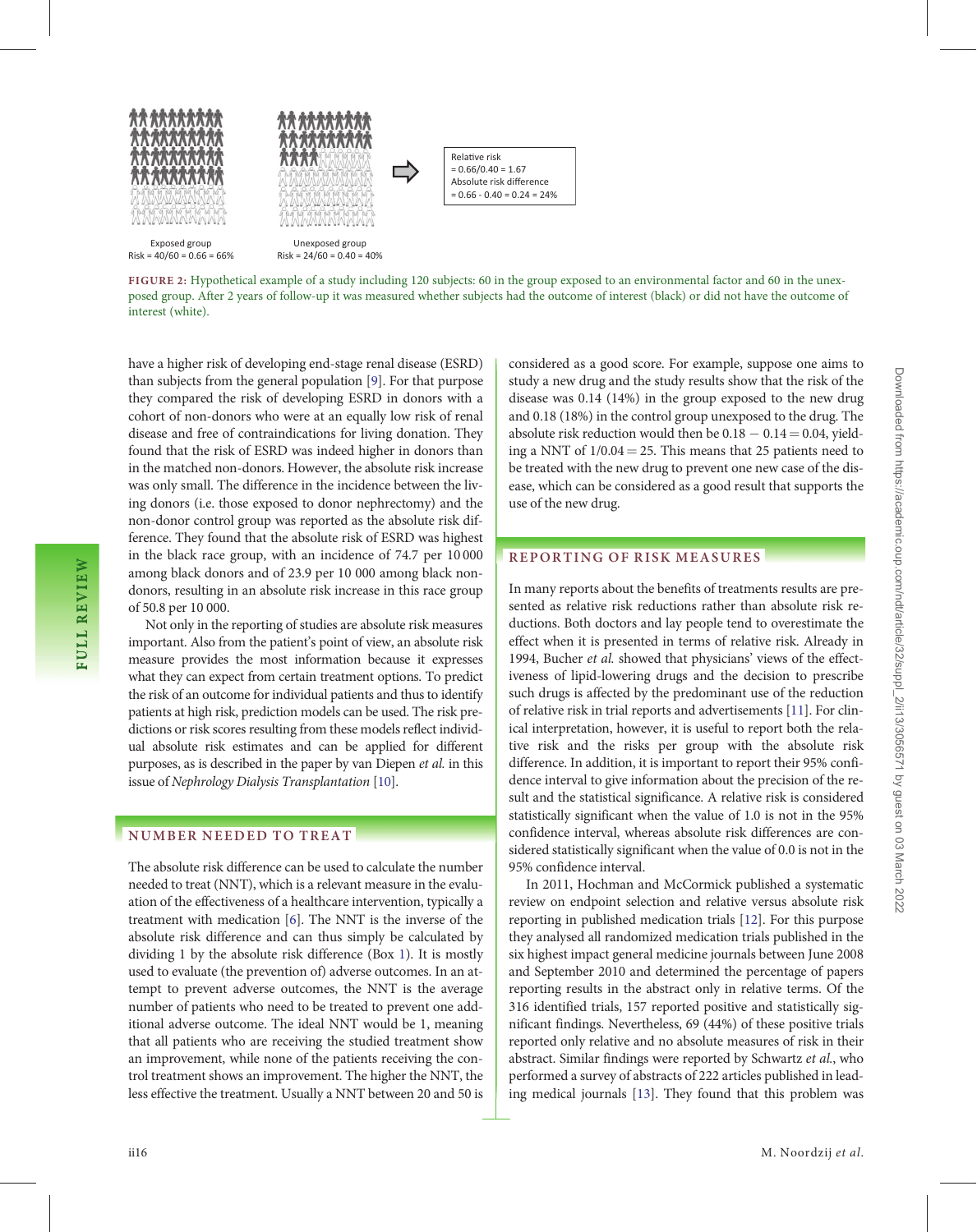Exposed group
Risk = 40/60 = 0.66 = 66%

Unexposed group
Risk = 24/60 = 0.40 = 40%

Relative risk
= 0.66/0.40 = 1.67
Absolute risk difference
= 0.66 - 0.40 = 0.24 = 24%

**FIGURE 2:** Hypothetical example of a study including 120 subjects: 60 in the group exposed to an environmental factor and 60 in the unexposed group. After 2 years of follow-up it was measured whether subjects had the outcome of interest (black) or did not have the outcome of interest (white).

have a higher risk of developing end-stage renal disease (ESRD) than subjects from the general population [9]. For that purpose they compared the risk of developing ESRD in donors with a cohort of non-donors who were at an equally low risk of renal disease and free of contraindications for living donation. They found that the risk of ESRD was indeed higher in donors than in the matched non-donors. However, the absolute risk increase was only small. The difference in the incidence between the living donors (i.e. those exposed to donor nephrectomy) and the non-donor control group was reported as the absolute risk difference. They found that the absolute risk of ESRD was highest in the black race group, with an incidence of 74.7 per 10 000 among black donors and of 23.9 per 10 000 among black non-donors, resulting in an absolute risk increase in this race group of 50.8 per 10 000.

Not only in the reporting of studies are absolute risk measures important. Also from the patient's point of view, an absolute risk measure provides the most information because it expresses what they can expect from certain treatment options. To predict the risk of an outcome for individual patients and thus to identify patients at high risk, prediction models can be used. The risk predictions or risk scores resulting from these models reflect individual absolute risk estimates and can be applied for different purposes, as is described in the paper by van Diepen *et al.* in this issue of *Nephrology Dialysis Transplantation* [10].

## NUMBER NEEDED TO TREAT

The absolute risk difference can be used to calculate the number needed to treat (NNT), which is a relevant measure in the evaluation of the effectiveness of a healthcare intervention, typically a treatment with medication [6]. The NNT is the inverse of the absolute risk difference and can thus simply be calculated by dividing 1 by the absolute risk difference (Box 1). It is mostly used to evaluate (the prevention of) adverse outcomes. In an attempt to prevent adverse outcomes, the NNT is the average number of patients who need to be treated to prevent one additional adverse outcome. The ideal NNT would be 1, meaning that all patients who are receiving the studied treatment show an improvement, while none of the patients receiving the control treatment shows an improvement. The higher the NNT, the less effective the treatment. Usually a NNT between 20 and 50 is considered as a good score. For example, suppose one aims to study a new drug and the study results show that the risk of the disease was 0.14 (14%) in the group exposed to the new drug and 0.18 (18%) in the control group unexposed to the drug. The absolute risk reduction would then be $0.18 - 0.14 = 0.04$, yielding a NNT of $1/0.04 = 25$. This means that 25 patients need to be treated with the new drug to prevent one new case of the disease, which can be considered as a good result that supports the use of the new drug.

## REPORTING OF RISK MEASURES

In many reports about the benefits of treatments results are presented as relative risk reductions rather than absolute risk reductions. Both doctors and lay people tend to overestimate the effect when it is presented in terms of relative risk. Already in 1994, Bucher *et al.* showed that physicians' views of the effectiveness of lipid-lowering drugs and the decision to prescribe such drugs is affected by the predominant use of the reduction of relative risk in trial reports and advertisements [11]. For clinical interpretation, however, it is useful to report both the relative risk and the risks per group with the absolute risk difference. In addition, it is important to report their 95% confidence interval to give information about the precision of the result and the statistical significance. A relative risk is considered statistically significant when the value of 1.0 is not in the 95% confidence interval, whereas absolute risk differences are considered statistically significant when the value of 0.0 is not in the 95% confidence interval.

In 2011, Hochman and McCormick published a systematic review on endpoint selection and relative versus absolute risk reporting in published medication trials [12]. For this purpose they analysed all randomized medication trials published in the six highest impact general medicine journals between June 2008 and September 2010 and determined the percentage of papers reporting results in the abstract only in relative terms. Of the 316 identified trials, 157 reported positive and statistically significant findings. Nevertheless, 69 (44%) of these positive trials reported only relative and no absolute measures of risk in their abstract. Similar findings were reported by Schwartz *et al.*, who performed a survey of abstracts of 222 articles published in leading medical journals [13]. They found that this problem was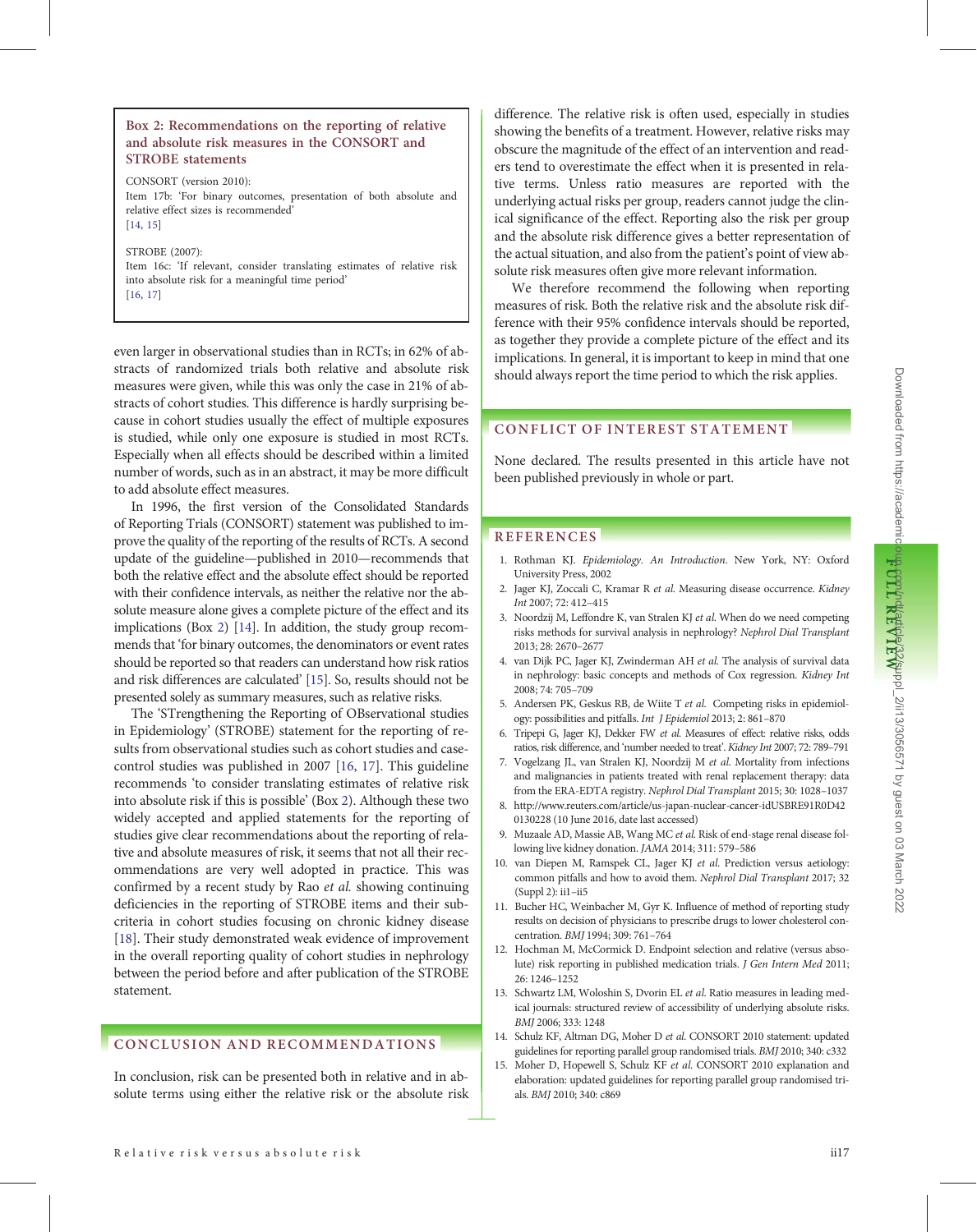**Box 2: Recommendations on the reporting of relative and absolute risk measures in the CONSORT and STROBE statements**

CONSORT (version 2010):
Item 17b: 'For binary outcomes, presentation of both absolute and relative effect sizes is recommended'
[14, 15]

STROBE (2007):
Item 16c: 'If relevant, consider translating estimates of relative risk into absolute risk for a meaningful time period'
[16, 17]

even larger in observational studies than in RCTs; in 62% of abstracts of randomized trials both relative and absolute risk measures were given, while this was only the case in 21% of abstracts of cohort studies. This difference is hardly surprising because in cohort studies usually the effect of multiple exposures is studied, while only one exposure is studied in most RCTs. Especially when all effects should be described within a limited number of words, such as in an abstract, it may be more difficult to add absolute effect measures.

In 1996, the first version of the Consolidated Standards of Reporting Trials (CONSORT) statement was published to improve the quality of the reporting of the results of RCTs. A second update of the guideline—published in 2010—recommends that both the relative effect and the absolute effect should be reported with their confidence intervals, as neither the relative nor the absolute measure alone gives a complete picture of the effect and its implications (Box 2) [14]. In addition, the study group recommends that 'for binary outcomes, the denominators or event rates should be reported so that readers can understand how risk ratios and risk differences are calculated' [15]. So, results should not be presented solely as summary measures, such as relative risks.

The 'STrengthening the Reporting of OBservational studies in Epidemiology' (STROBE) statement for the reporting of results from observational studies such as cohort studies and case-control studies was published in 2007 [16, 17]. This guideline recommends 'to consider translating estimates of relative risk into absolute risk if this is possible' (Box 2). Although these two widely accepted and applied statements for the reporting of studies give clear recommendations about the reporting of relative and absolute measures of risk, it seems that not all their recommendations are very well adopted in practice. This was confirmed by a recent study by Rao *et al.* showing continuing deficiencies in the reporting of STROBE items and their subcriteria in cohort studies focusing on chronic kidney disease [18]. Their study demonstrated weak evidence of improvement in the overall reporting quality of cohort studies in nephrology between the period before and after publication of the STROBE statement.

## CONCLUSION AND RECOMMENDATIONS

In conclusion, risk can be presented both in relative and in absolute terms using either the relative risk or the absolute risk difference. The relative risk is often used, especially in studies showing the benefits of a treatment. However, relative risks may obscure the magnitude of the effect of an intervention and readers tend to overestimate the effect when it is presented in relative terms. Unless ratio measures are reported with the underlying actual risks per group, readers cannot judge the clinical significance of the effect. Reporting also the risk per group and the absolute risk difference gives a better representation of the actual situation, and also from the patient's point of view absolute risk measures often give more relevant information.

We therefore recommend the following when reporting measures of risk. Both the relative risk and the absolute risk difference with their 95% confidence intervals should be reported, as together they provide a complete picture of the effect and its implications. In general, it is important to keep in mind that one should always report the time period to which the risk applies.

## CONFLICT OF INTEREST STATEMENT

None declared. The results presented in this article have not been published previously in whole or part.

## REFERENCES

1. Rothman KJ. *Epidemiology. An Introduction*. New York, NY: Oxford University Press, 2002
2. Jager KJ, Zoccali C, Kramar R *et al.* Measuring disease occurrence. *Kidney Int* 2007; 72: 412–415
3. Noordzij M, Leffondre K, van Stralen KJ *et al.* When do we need competing risks methods for survival analysis in nephrology? *Nephrol Dial Transplant* 2013; 28: 2670–2677
4. van Dijk PC, Jager KJ, Zwinderman AH *et al.* The analysis of survival data in nephrology: basic concepts and methods of Cox regression. *Kidney Int* 2008; 74: 705–709
5. Andersen PK, Geskus RB, de Wiite T *et al.* Competing risks in epidemiology: possibilities and pitfalls. *Int J Epidemiol* 2013; 2: 861–870
6. Tripepi G, Jager KJ, Dekker FW *et al.* Measures of effect: relative risks, odds ratios, risk difference, and 'number needed to treat'. *Kidney Int* 2007; 72: 789–791
7. Vogelzang JL, van Stralen KJ, Noordzij M *et al.* Mortality from infections and malignancies in patients treated with renal replacement therapy: data from the ERA-EDTA registry. *Nephrol Dial Transplant* 2015; 30: 1028–1037
8. http://www.reuters.com/article/us-japan-nuclear-cancer-idUSBRE91R0D42 0130228 (10 June 2016, date last accessed)
9. Muzaale AD, Massie AB, Wang MC *et al.* Risk of end-stage renal disease following live kidney donation. *JAMA* 2014; 311: 579–586
10. van Diepen M, Ramspek CL, Jager KJ *et al.* Prediction versus aetiology: common pitfalls and how to avoid them. *Nephrol Dial Transplant* 2017; 32 (Suppl 2): ii1–ii5
11. Bucher HC, Weinbacher M, Gyr K. Influence of method of reporting study results on decision of physicians to prescribe drugs to lower cholesterol concentration. *BMJ* 1994; 309: 761–764
12. Hochman M, McCormick D. Endpoint selection and relative (versus absolute) risk reporting in published medication trials. *J Gen Intern Med* 2011; 26: 1246–1252
13. Schwartz LM, Woloshin S, Dvorin EL *et al.* Ratio measures in leading medical journals: structured review of accessibility of underlying absolute risks. *BMJ* 2006; 333: 1248
14. Schulz KF, Altman DG, Moher D *et al.* CONSORT 2010 statement: updated guidelines for reporting parallel group randomised trials. *BMJ* 2010; 340: c332
15. Moher D, Hopewell S, Schulz KF *et al.* CONSORT 2010 explanation and elaboration: updated guidelines for reporting parallel group randomised trials. *BMJ* 2010; 340: c869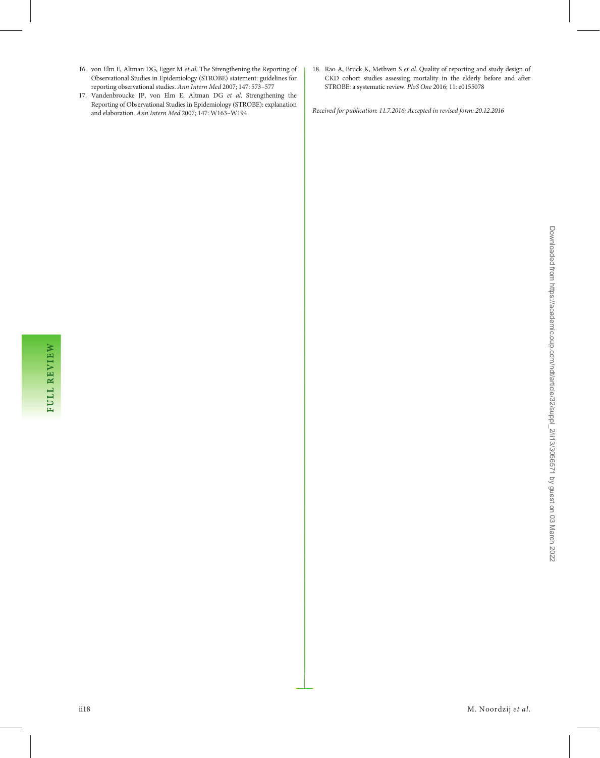16. von Elm E, Altman DG, Egger M *et al.* The Strengthening the Reporting of Observational Studies in Epidemiology (STROBE) statement: guidelines for reporting observational studies. *Ann Intern Med* 2007; 147: 573–577
17. Vandenbroucke JP, von Elm E, Altman DG *et al.* Strengthening the Reporting of Observational Studies in Epidemiology (STROBE): explanation and elaboration. *Ann Intern Med* 2007; 147: W163–W194
18. Rao A, Bruck K, Methven S *et al.* Quality of reporting and study design of CKD cohort studies assessing mortality in the elderly before and after STROBE: a systematic review. *PloS One* 2016; 11: e0155078

*Received for publication: 11.7.2016; Accepted in revised form: 20.12.2016*